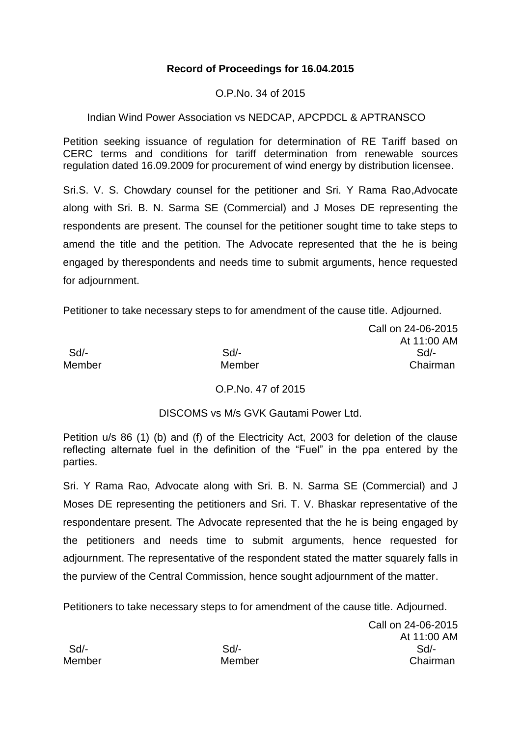**Record of Proceedings for 16.04.2015**

O.P.No. 34 of 2015

Indian Wind Power Association vs NEDCAP, APCPDCL & APTRANSCO

Petition seeking issuance of regulation for determination of RE Tariff based on CERC terms and conditions for tariff determination from renewable sources regulation dated 16.09.2009 for procurement of wind energy by distribution licensee.

Sri.S. V. S. Chowdary counsel for the petitioner and Sri. Y Rama Rao,Advocate along with Sri. B. N. Sarma SE (Commercial) and J Moses DE representing the respondents are present. The counsel for the petitioner sought time to take steps to amend the title and the petition. The Advocate represented that the he is being engaged by therespondents and needs time to submit arguments, hence requested for adjournment.

Petitioner to take necessary steps to for amendment of the cause title. Adjourned.

Call on 24-06-2015
At 11:00 AM

| Sd/- | Sd/- | Sd/- |
|---|---|---|
| Member | Member | Chairman |

O.P.No. 47 of 2015

DISCOMS vs M/s GVK Gautami Power Ltd.

Petition u/s 86 (1) (b) and (f) of the Electricity Act, 2003 for deletion of the clause reflecting alternate fuel in the definition of the "Fuel" in the ppa entered by the parties.

Sri. Y Rama Rao, Advocate along with Sri. B. N. Sarma SE (Commercial) and J Moses DE representing the petitioners and Sri. T. V. Bhaskar representative of the respondentare present. The Advocate represented that the he is being engaged by the petitioners and needs time to submit arguments, hence requested for adjournment. The representative of the respondent stated the matter squarely falls in the purview of the Central Commission, hence sought adjournment of the matter.

Petitioners to take necessary steps to for amendment of the cause title. Adjourned.

Call on 24-06-2015
At 11:00 AM

| Sd/- | Sd/- | Sd/- |
|---|---|---|
| Member | Member | Chairman |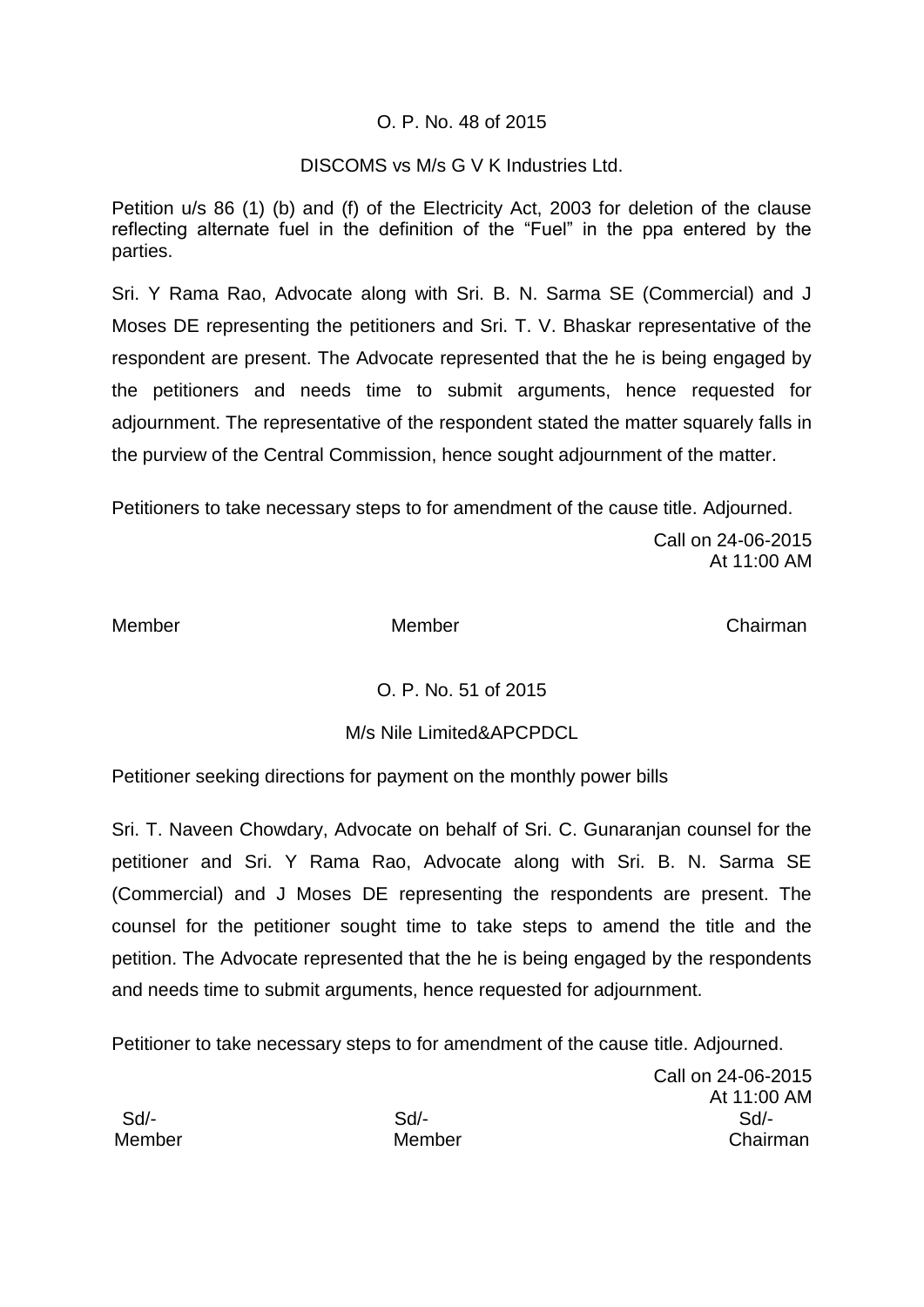O. P. No. 48 of 2015

DISCOMS vs M/s G V K Industries Ltd.

Petition u/s 86 (1) (b) and (f) of the Electricity Act, 2003 for deletion of the clause reflecting alternate fuel in the definition of the "Fuel" in the ppa entered by the parties.

Sri. Y Rama Rao, Advocate along with Sri. B. N. Sarma SE (Commercial) and J Moses DE representing the petitioners and Sri. T. V. Bhaskar representative of the respondent are present. The Advocate represented that the he is being engaged by the petitioners and needs time to submit arguments, hence requested for adjournment. The representative of the respondent stated the matter squarely falls in the purview of the Central Commission, hence sought adjournment of the matter.

Petitioners to take necessary steps to for amendment of the cause title. Adjourned.

Call on 24-06-2015
At 11:00 AM

Member Member Chairman

O. P. No. 51 of 2015

M/s Nile Limited&APCPDCL

Petitioner seeking directions for payment on the monthly power bills

Sri. T. Naveen Chowdary, Advocate on behalf of Sri. C. Gunaranjan counsel for the petitioner and Sri. Y Rama Rao, Advocate along with Sri. B. N. Sarma SE (Commercial) and J Moses DE representing the respondents are present. The counsel for the petitioner sought time to take steps to amend the title and the petition. The Advocate represented that the he is being engaged by the respondents and needs time to submit arguments, hence requested for adjournment.

Petitioner to take necessary steps to for amendment of the cause title. Adjourned.

Call on 24-06-2015
At 11:00 AM

Sd/- Sd/- Sd/-
Member Member Chairman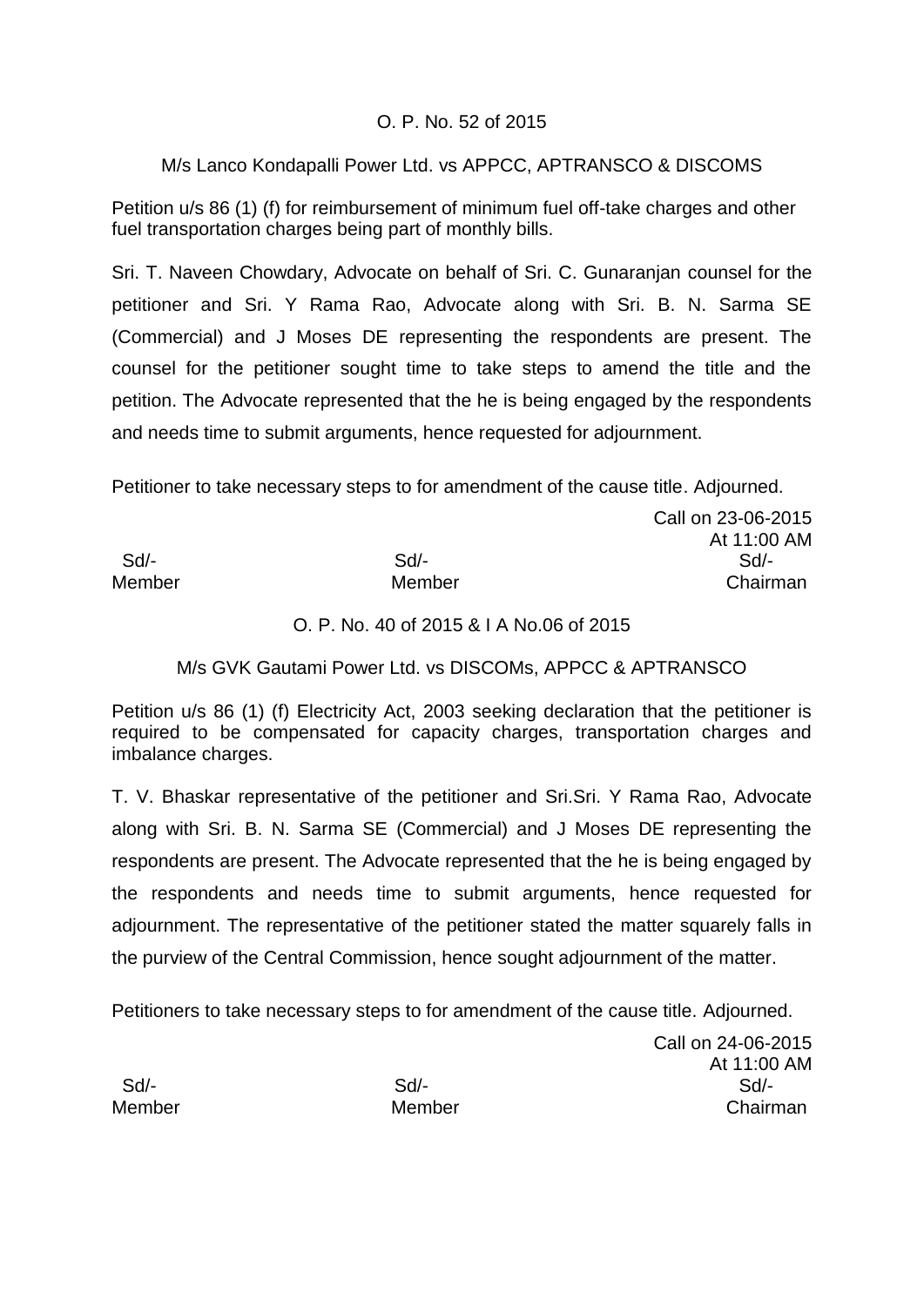O. P. No. 52 of 2015

M/s Lanco Kondapalli Power Ltd. vs APPCC, APTRANSCO & DISCOMS

Petition u/s 86 (1) (f) for reimbursement of minimum fuel off-take charges and other fuel transportation charges being part of monthly bills.

Sri. T. Naveen Chowdary, Advocate on behalf of Sri. C. Gunaranjan counsel for the petitioner and Sri. Y Rama Rao, Advocate along with Sri. B. N. Sarma SE (Commercial) and J Moses DE representing the respondents are present. The counsel for the petitioner sought time to take steps to amend the title and the petition. The Advocate represented that the he is being engaged by the respondents and needs time to submit arguments, hence requested for adjournment.

Petitioner to take necessary steps to for amendment of the cause title. Adjourned.

Call on 23-06-2015
At 11:00 AM

| Sd/- | Sd/- | Sd/- |
|---|---|---|
| Member | Member | Chairman |

O. P. No. 40 of 2015 & I A No.06 of 2015

M/s GVK Gautami Power Ltd. vs DISCOMs, APPCC & APTRANSCO

Petition u/s 86 (1) (f) Electricity Act, 2003 seeking declaration that the petitioner is required to be compensated for capacity charges, transportation charges and imbalance charges.

T. V. Bhaskar representative of the petitioner and Sri.Sri. Y Rama Rao, Advocate along with Sri. B. N. Sarma SE (Commercial) and J Moses DE representing the respondents are present. The Advocate represented that the he is being engaged by the respondents and needs time to submit arguments, hence requested for adjournment. The representative of the petitioner stated the matter squarely falls in the purview of the Central Commission, hence sought adjournment of the matter.

Petitioners to take necessary steps to for amendment of the cause title. Adjourned.

Call on 24-06-2015
At 11:00 AM

| Sd/- | Sd/- | Sd/- |
|---|---|---|
| Member | Member | Chairman |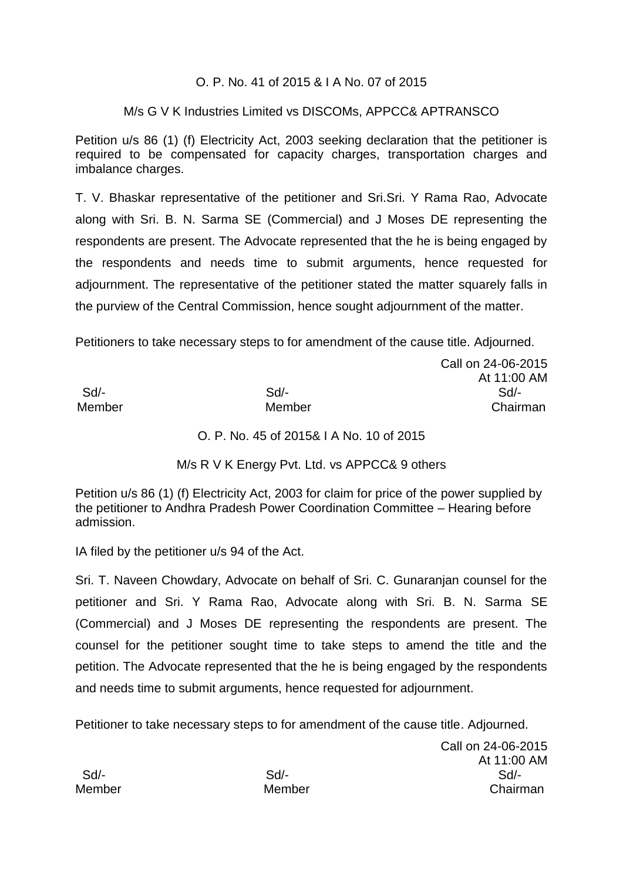O. P. No. 41 of 2015 & I A No. 07 of 2015

M/s G V K Industries Limited vs DISCOMs, APPCC& APTRANSCO

Petition u/s 86 (1) (f) Electricity Act, 2003 seeking declaration that the petitioner is required to be compensated for capacity charges, transportation charges and imbalance charges.

T. V. Bhaskar representative of the petitioner and Sri.Sri. Y Rama Rao, Advocate along with Sri. B. N. Sarma SE (Commercial) and J Moses DE representing the respondents are present. The Advocate represented that the he is being engaged by the respondents and needs time to submit arguments, hence requested for adjournment. The representative of the petitioner stated the matter squarely falls in the purview of the Central Commission, hence sought adjournment of the matter.

Petitioners to take necessary steps to for amendment of the cause title. Adjourned.

Call on 24-06-2015
At 11:00 AM

| Sd/- | Sd/- | Sd/- |
|---|---|---|
| Member | Member | Chairman |

O. P. No. 45 of 2015& I A No. 10 of 2015

M/s R V K Energy Pvt. Ltd. vs APPCC& 9 others

Petition u/s 86 (1) (f) Electricity Act, 2003 for claim for price of the power supplied by the petitioner to Andhra Pradesh Power Coordination Committee – Hearing before admission.

IA filed by the petitioner u/s 94 of the Act.

Sri. T. Naveen Chowdary, Advocate on behalf of Sri. C. Gunaranjan counsel for the petitioner and Sri. Y Rama Rao, Advocate along with Sri. B. N. Sarma SE (Commercial) and J Moses DE representing the respondents are present. The counsel for the petitioner sought time to take steps to amend the title and the petition. The Advocate represented that the he is being engaged by the respondents and needs time to submit arguments, hence requested for adjournment.

Petitioner to take necessary steps to for amendment of the cause title. Adjourned.

Call on 24-06-2015
At 11:00 AM

| Sd/- | Sd/- | Sd/- |
|---|---|---|
| Member | Member | Chairman |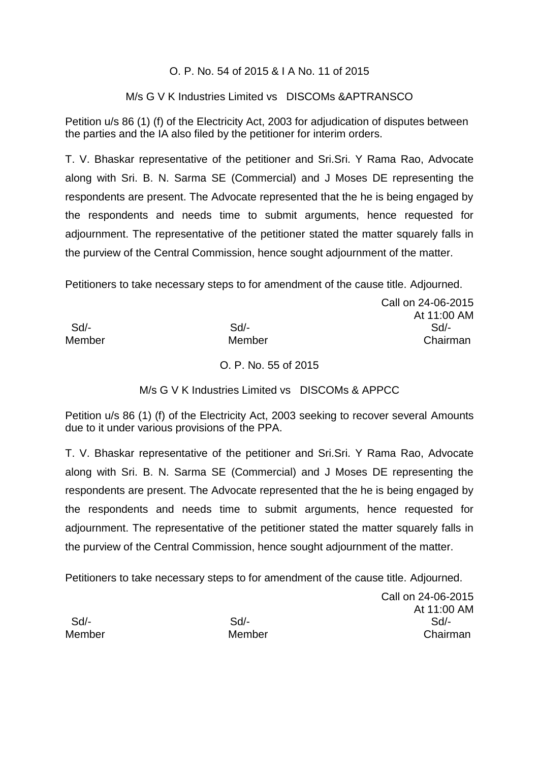O. P. No. 54 of 2015 & I A No. 11 of 2015

M/s G V K Industries Limited vs DISCOMs &APTRANSCO

Petition u/s 86 (1) (f) of the Electricity Act, 2003 for adjudication of disputes between the parties and the IA also filed by the petitioner for interim orders.

T. V. Bhaskar representative of the petitioner and Sri.Sri. Y Rama Rao, Advocate along with Sri. B. N. Sarma SE (Commercial) and J Moses DE representing the respondents are present. The Advocate represented that the he is being engaged by the respondents and needs time to submit arguments, hence requested for adjournment. The representative of the petitioner stated the matter squarely falls in the purview of the Central Commission, hence sought adjournment of the matter.

Petitioners to take necessary steps to for amendment of the cause title. Adjourned.

Call on 24-06-2015
At 11:00 AM

| Sd/- | Sd/- | Sd/- |
|---|---|---|
| Member | Member | Chairman |

O. P. No. 55 of 2015

M/s G V K Industries Limited vs DISCOMs & APPCC

Petition u/s 86 (1) (f) of the Electricity Act, 2003 seeking to recover several Amounts due to it under various provisions of the PPA.

T. V. Bhaskar representative of the petitioner and Sri.Sri. Y Rama Rao, Advocate along with Sri. B. N. Sarma SE (Commercial) and J Moses DE representing the respondents are present. The Advocate represented that the he is being engaged by the respondents and needs time to submit arguments, hence requested for adjournment. The representative of the petitioner stated the matter squarely falls in the purview of the Central Commission, hence sought adjournment of the matter.

Petitioners to take necessary steps to for amendment of the cause title. Adjourned.

Call on 24-06-2015
At 11:00 AM

| Sd/- | Sd/- | Sd/- |
|---|---|---|
| Member | Member | Chairman |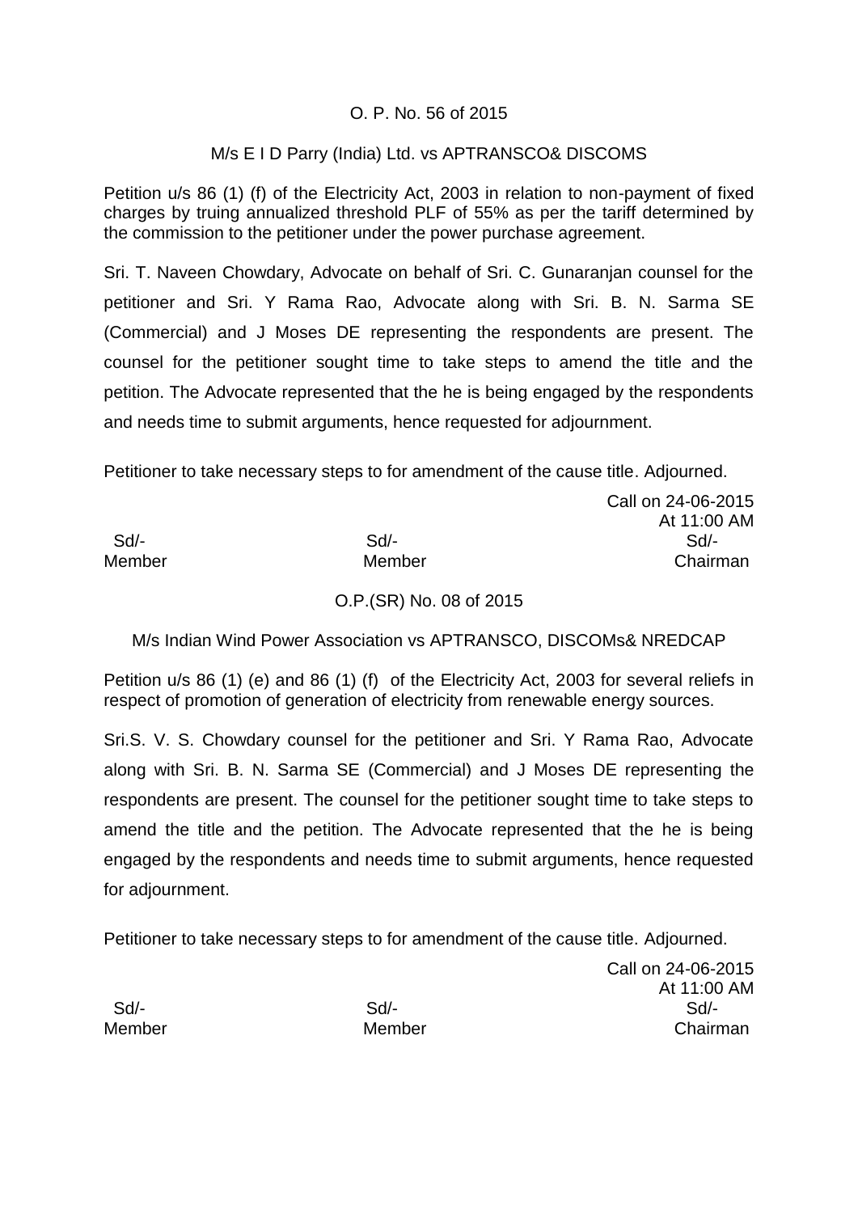O. P. No. 56 of 2015

M/s E I D Parry (India) Ltd. vs APTRANSCO& DISCOMS

Petition u/s 86 (1) (f) of the Electricity Act, 2003 in relation to non-payment of fixed charges by truing annualized threshold PLF of 55% as per the tariff determined by the commission to the petitioner under the power purchase agreement.

Sri. T. Naveen Chowdary, Advocate on behalf of Sri. C. Gunaranjan counsel for the petitioner and Sri. Y Rama Rao, Advocate along with Sri. B. N. Sarma SE (Commercial) and J Moses DE representing the respondents are present. The counsel for the petitioner sought time to take steps to amend the title and the petition. The Advocate represented that the he is being engaged by the respondents and needs time to submit arguments, hence requested for adjournment.

Petitioner to take necessary steps to for amendment of the cause title. Adjourned.

Call on 24-06-2015
At 11:00 AM

| | | |
|---|---|---|
| Sd/- | Sd/- | Sd/- |
| Member | Member | Chairman |

O.P.(SR) No. 08 of 2015

M/s Indian Wind Power Association vs APTRANSCO, DISCOMs& NREDCAP

Petition u/s 86 (1) (e) and 86 (1) (f) of the Electricity Act, 2003 for several reliefs in respect of promotion of generation of electricity from renewable energy sources.

Sri.S. V. S. Chowdary counsel for the petitioner and Sri. Y Rama Rao, Advocate along with Sri. B. N. Sarma SE (Commercial) and J Moses DE representing the respondents are present. The counsel for the petitioner sought time to take steps to amend the title and the petition. The Advocate represented that the he is being engaged by the respondents and needs time to submit arguments, hence requested for adjournment.

Petitioner to take necessary steps to for amendment of the cause title. Adjourned.

Call on 24-06-2015
At 11:00 AM

| | | |
|---|---|---|
| Sd/- | Sd/- | Sd/- |
| Member | Member | Chairman |